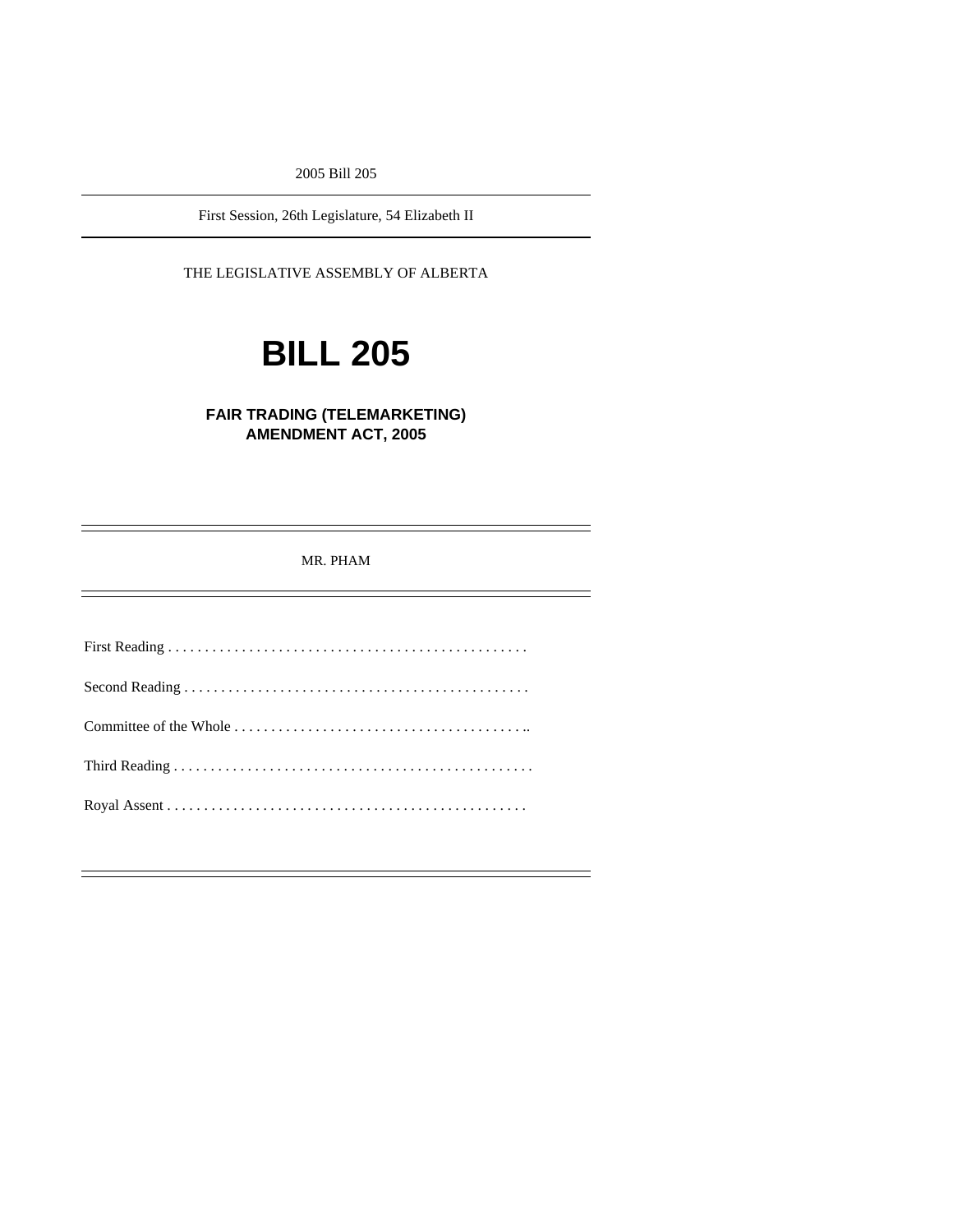2005 Bill 205

First Session, 26th Legislature, 54 Elizabeth II

THE LEGISLATIVE ASSEMBLY OF ALBERTA

# BILL 205

## FAIR TRADING (TELEMARKETING) AMENDMENT ACT, 2005

MR. PHAM

First Reading . . . . . . . . . . . . . . . . . . . . . . . . . . . . . . . . . . . . . . . . . . . . . . . . .

Second Reading . . . . . . . . . . . . . . . . . . . . . . . . . . . . . . . . . . . . . . . . . . . . . . .

Committee of the Whole . . . . . . . . . . . . . . . . . . . . . . . . . . . . . . . . . . . . . . . ..

Third Reading . . . . . . . . . . . . . . . . . . . . . . . . . . . . . . . . . . . . . . . . . . . . . . . . .

Royal Assent . . . . . . . . . . . . . . . . . . . . . . . . . . . . . . . . . . . . . . . . . . . . . . . . .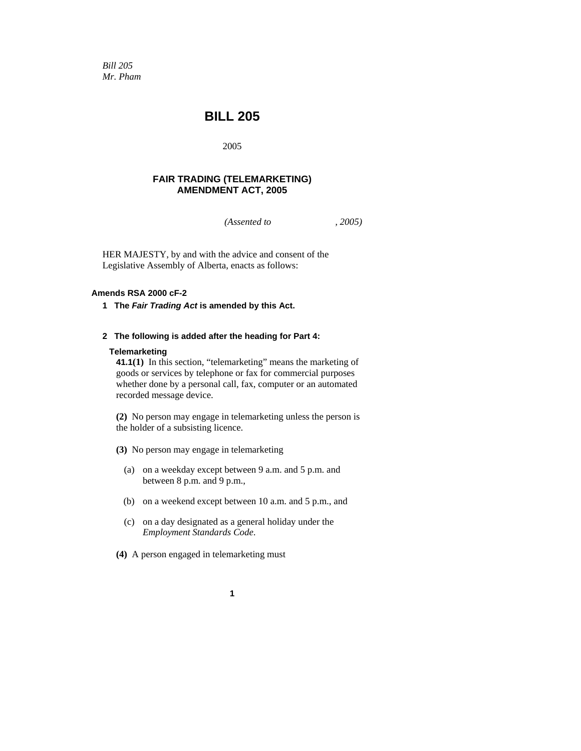*Bill 205*
*Mr. Pham*

# BILL 205

2005

## FAIR TRADING (TELEMARKETING) AMENDMENT ACT, 2005

*(Assented to , 2005)*

HER MAJESTY, by and with the advice and consent of the Legislative Assembly of Alberta, enacts as follows:

**Amends RSA 2000 cF-2**

**1 The *Fair Trading Act* is amended by this Act.**

**2 The following is added after the heading for Part 4:**

**Telemarketing**

**41.1(1)** In this section, "telemarketing" means the marketing of goods or services by telephone or fax for commercial purposes whether done by a personal call, fax, computer or an automated recorded message device.

**(2)** No person may engage in telemarketing unless the person is the holder of a subsisting licence.

**(3)** No person may engage in telemarketing

(a) on a weekday except between 9 a.m. and 5 p.m. and between 8 p.m. and 9 p.m.,

(b) on a weekend except between 10 a.m. and 5 p.m., and

(c) on a day designated as a general holiday under the *Employment Standards Code*.

**(4)** A person engaged in telemarketing must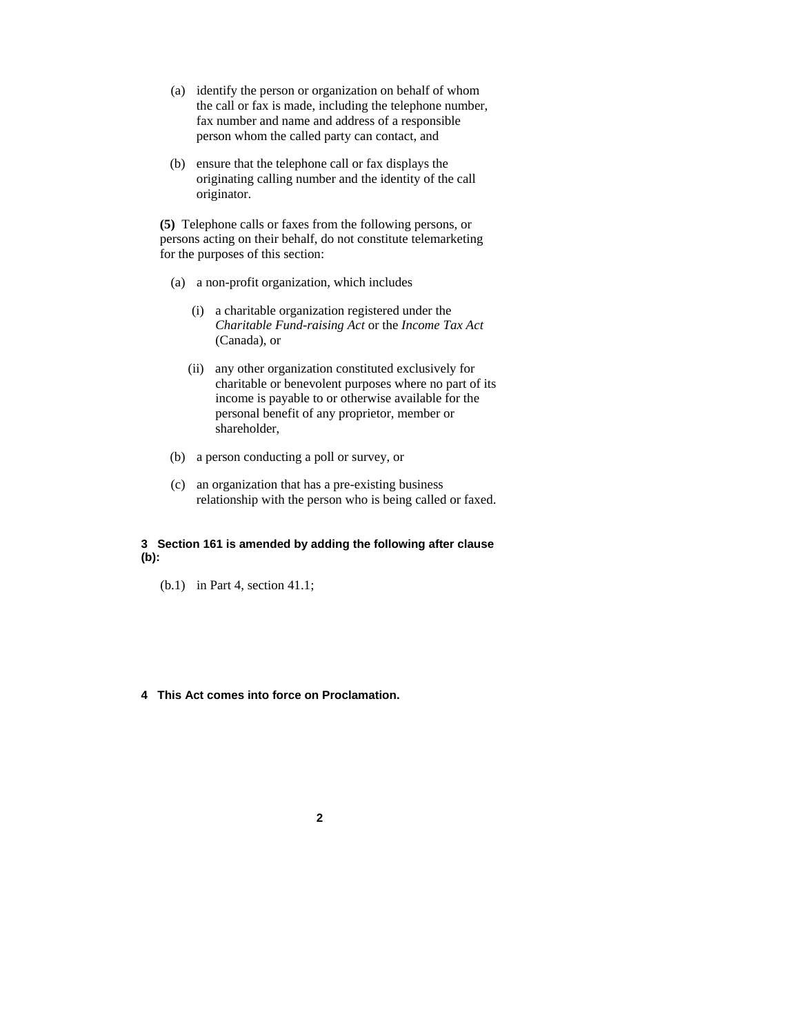(a) identify the person or organization on behalf of whom the call or fax is made, including the telephone number, fax number and name and address of a responsible person whom the called party can contact, and

(b) ensure that the telephone call or fax displays the originating calling number and the identity of the call originator.

**(5)** Telephone calls or faxes from the following persons, or persons acting on their behalf, do not constitute telemarketing for the purposes of this section:

(a) a non-profit organization, which includes

(i) a charitable organization registered under the *Charitable Fund-raising Act* or the *Income Tax Act* (Canada), or

(ii) any other organization constituted exclusively for charitable or benevolent purposes where no part of its income is payable to or otherwise available for the personal benefit of any proprietor, member or shareholder,

(b) a person conducting a poll or survey, or

(c) an organization that has a pre-existing business relationship with the person who is being called or faxed.

**3 Section 161 is amended by adding the following after clause (b):**

(b.1) in Part 4, section 41.1;

**4 This Act comes into force on Proclamation.**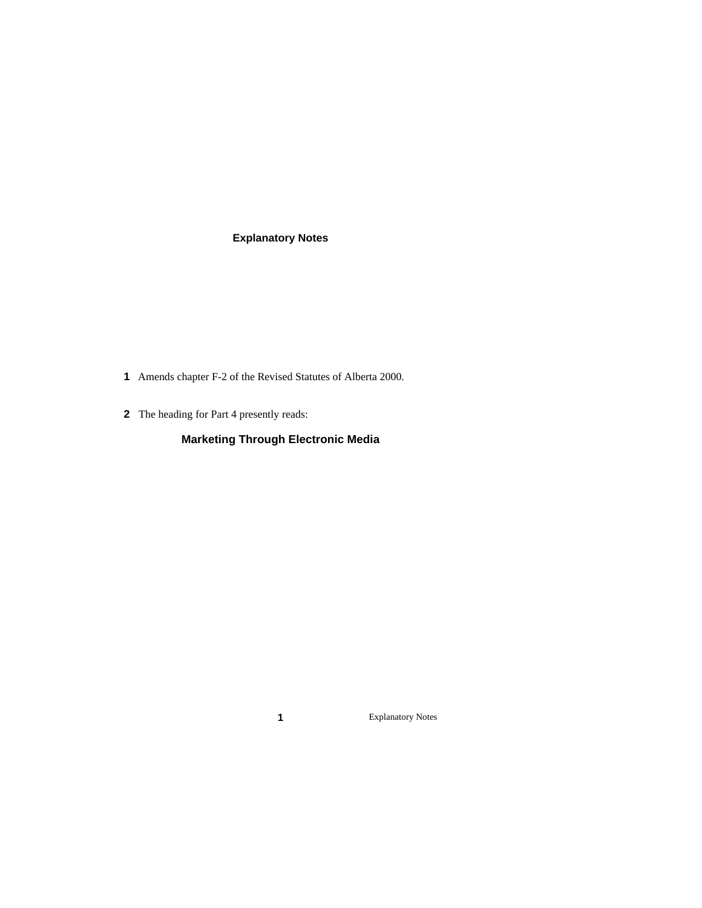## Explanatory Notes

**1** Amends chapter F-2 of the Revised Statutes of Alberta 2000.

**2** The heading for Part 4 presently reads:

### Marketing Through Electronic Media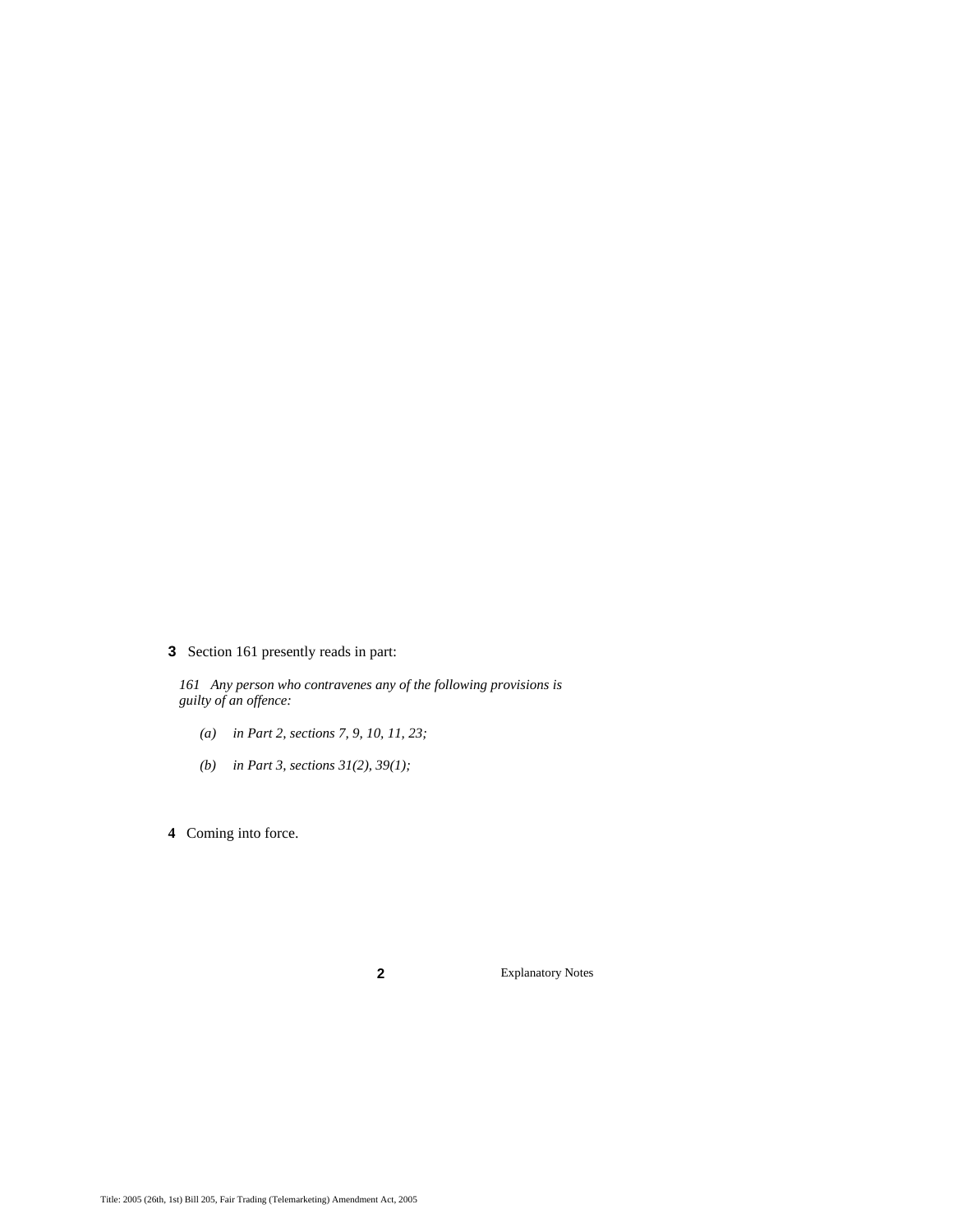**3** Section 161 presently reads in part:

*161 Any person who contravenes any of the following provisions is guilty of an offence:*

*(a) in Part 2, sections 7, 9, 10, 11, 23;*

*(b) in Part 3, sections 31(2), 39(1);*

**4** Coming into force.